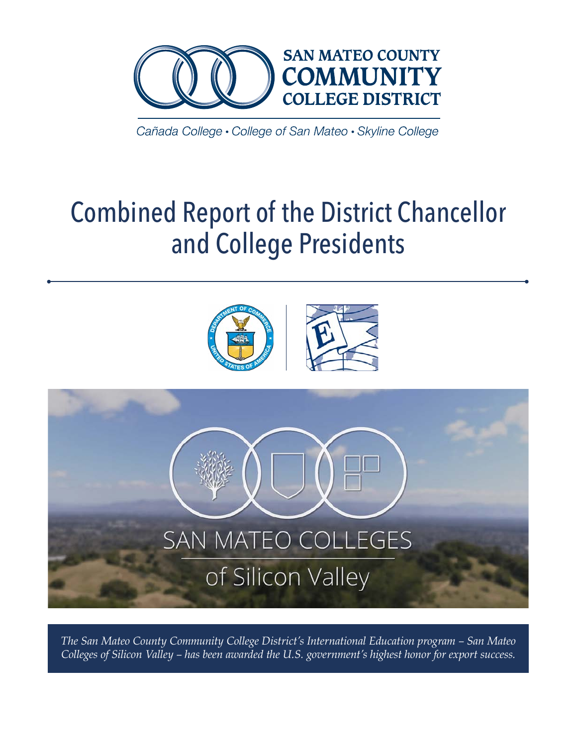SAN MATEO COUNTY COMMUNITY COLLEGE DISTRICT

Cañada College • College of San Mateo • Skyline College

# Combined Report of the District Chancellor and College Presidents

SAN MATEO COLLEGES of Silicon Valley

*The San Mateo County Community College District's International Education program – San Mateo Colleges of Silicon Valley – has been awarded the U.S. government's highest honor for export success.*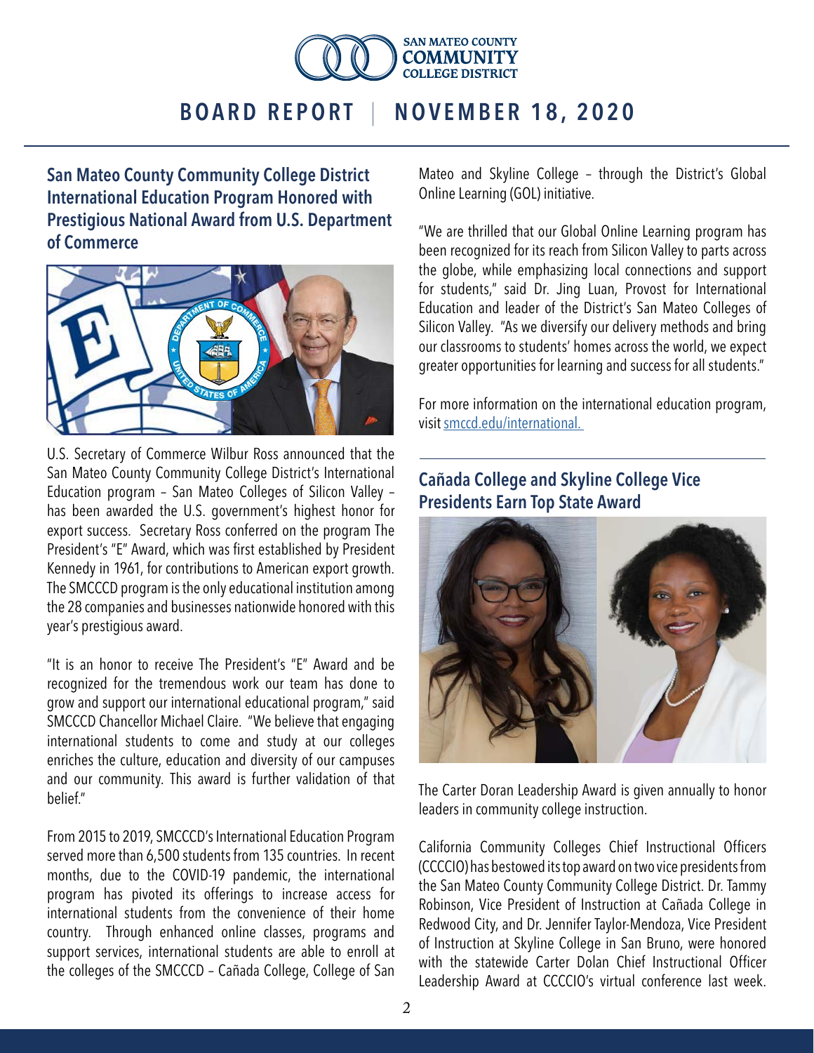# BOARD REPORT | NOVEMBER 18, 2020

## San Mateo County Community College District International Education Program Honored with Prestigious National Award from U.S. Department of Commerce

U.S. Secretary of Commerce Wilbur Ross announced that the San Mateo County Community College District's International Education program – San Mateo Colleges of Silicon Valley – has been awarded the U.S. government's highest honor for export success. Secretary Ross conferred on the program The President's "E" Award, which was first established by President Kennedy in 1961, for contributions to American export growth. The SMCCCD program is the only educational institution among the 28 companies and businesses nationwide honored with this year's prestigious award.

"It is an honor to receive The President's "E" Award and be recognized for the tremendous work our team has done to grow and support our international educational program," said SMCCCD Chancellor Michael Claire. "We believe that engaging international students to come and study at our colleges enriches the culture, education and diversity of our campuses and our community. This award is further validation of that belief."

From 2015 to 2019, SMCCCD's International Education Program served more than 6,500 students from 135 countries. In recent months, due to the COVID-19 pandemic, the international program has pivoted its offerings to increase access for international students from the convenience of their home country. Through enhanced online classes, programs and support services, international students are able to enroll at the colleges of the SMCCCD – Cañada College, College of San Mateo and Skyline College – through the District's Global Online Learning (GOL) initiative.

"We are thrilled that our Global Online Learning program has been recognized for its reach from Silicon Valley to parts across the globe, while emphasizing local connections and support for students," said Dr. Jing Luan, Provost for International Education and leader of the District's San Mateo Colleges of Silicon Valley. "As we diversify our delivery methods and bring our classrooms to students' homes across the world, we expect greater opportunities for learning and success for all students."

For more information on the international education program, visit smccd.edu/international.

## Cañada College and Skyline College Vice Presidents Earn Top State Award

The Carter Doran Leadership Award is given annually to honor leaders in community college instruction.

California Community Colleges Chief Instructional Officers (CCCCIO) has bestowed its top award on two vice presidents from the San Mateo County Community College District. Dr. Tammy Robinson, Vice President of Instruction at Cañada College in Redwood City, and Dr. Jennifer Taylor-Mendoza, Vice President of Instruction at Skyline College in San Bruno, were honored with the statewide Carter Dolan Chief Instructional Officer Leadership Award at CCCCIO's virtual conference last week.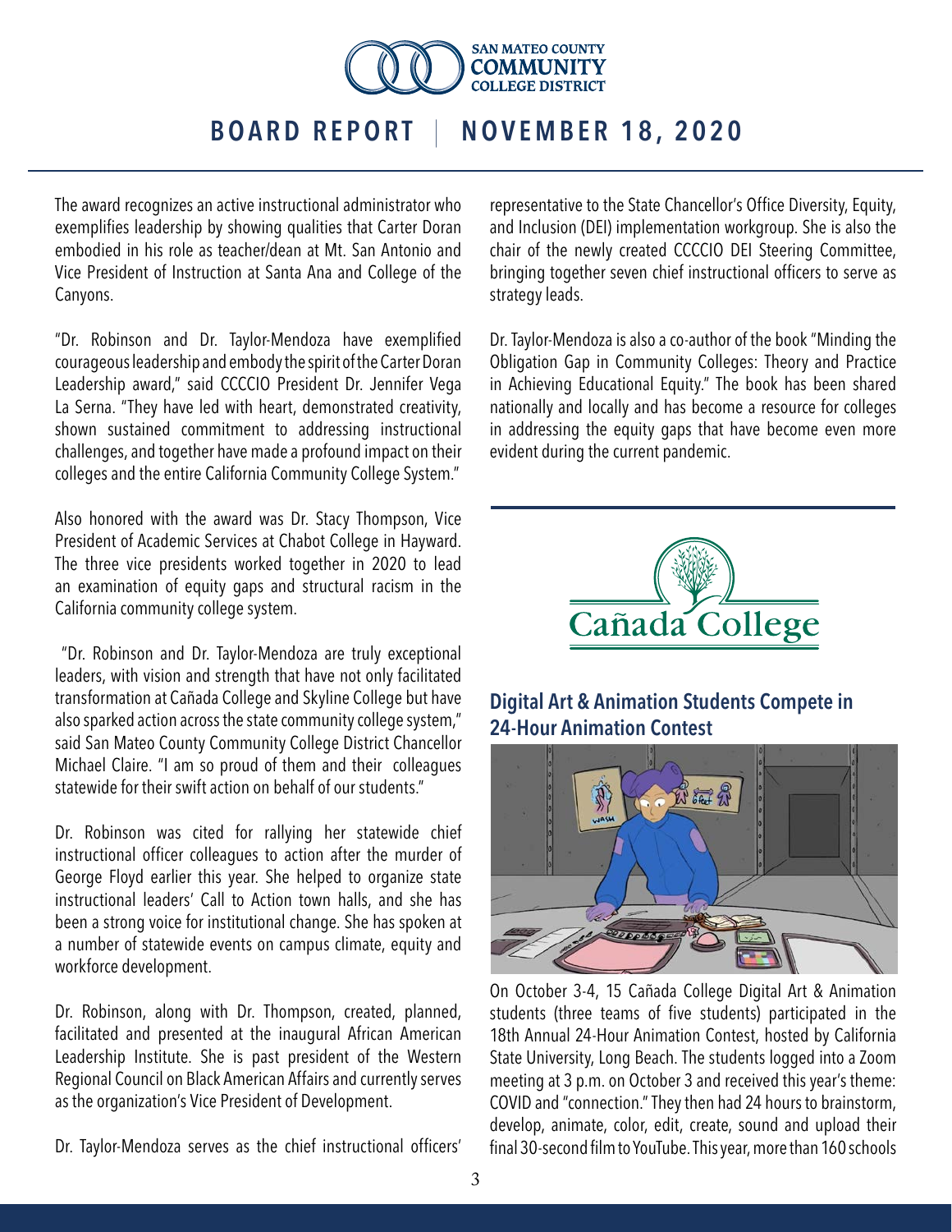The award recognizes an active instructional administrator who exemplifies leadership by showing qualities that Carter Doran embodied in his role as teacher/dean at Mt. San Antonio and Vice President of Instruction at Santa Ana and College of the Canyons.

"Dr. Robinson and Dr. Taylor-Mendoza have exemplified courageous leadership and embody the spirit of the Carter Doran Leadership award," said CCCCIO President Dr. Jennifer Vega La Serna. "They have led with heart, demonstrated creativity, shown sustained commitment to addressing instructional challenges, and together have made a profound impact on their colleges and the entire California Community College System."

Also honored with the award was Dr. Stacy Thompson, Vice President of Academic Services at Chabot College in Hayward. The three vice presidents worked together in 2020 to lead an examination of equity gaps and structural racism in the California community college system.

"Dr. Robinson and Dr. Taylor-Mendoza are truly exceptional leaders, with vision and strength that have not only facilitated transformation at Cañada College and Skyline College but have also sparked action across the state community college system," said San Mateo County Community College District Chancellor Michael Claire. "I am so proud of them and their colleagues statewide for their swift action on behalf of our students."

Dr. Robinson was cited for rallying her statewide chief instructional officer colleagues to action after the murder of George Floyd earlier this year. She helped to organize state instructional leaders' Call to Action town halls, and she has been a strong voice for institutional change. She has spoken at a number of statewide events on campus climate, equity and workforce development.

Dr. Robinson, along with Dr. Thompson, created, planned, facilitated and presented at the inaugural African American Leadership Institute. She is past president of the Western Regional Council on Black American Affairs and currently serves as the organization's Vice President of Development.

Dr. Taylor-Mendoza serves as the chief instructional officers' representative to the State Chancellor's Office Diversity, Equity, and Inclusion (DEI) implementation workgroup. She is also the chair of the newly created CCCCIO DEI Steering Committee, bringing together seven chief instructional officers to serve as strategy leads.

Dr. Taylor-Mendoza is also a co-author of the book "Minding the Obligation Gap in Community Colleges: Theory and Practice in Achieving Educational Equity." The book has been shared nationally and locally and has become a resource for colleges in addressing the equity gaps that have become even more evident during the current pandemic.

Cañada College

## Digital Art & Animation Students Compete in 24-Hour Animation Contest

On October 3-4, 15 Cañada College Digital Art & Animation students (three teams of five students) participated in the 18th Annual 24-Hour Animation Contest, hosted by California State University, Long Beach. The students logged into a Zoom meeting at 3 p.m. on October 3 and received this year's theme: COVID and "connection." They then had 24 hours to brainstorm, develop, animate, color, edit, create, sound and upload their final 30-second film to YouTube. This year, more than 160 schools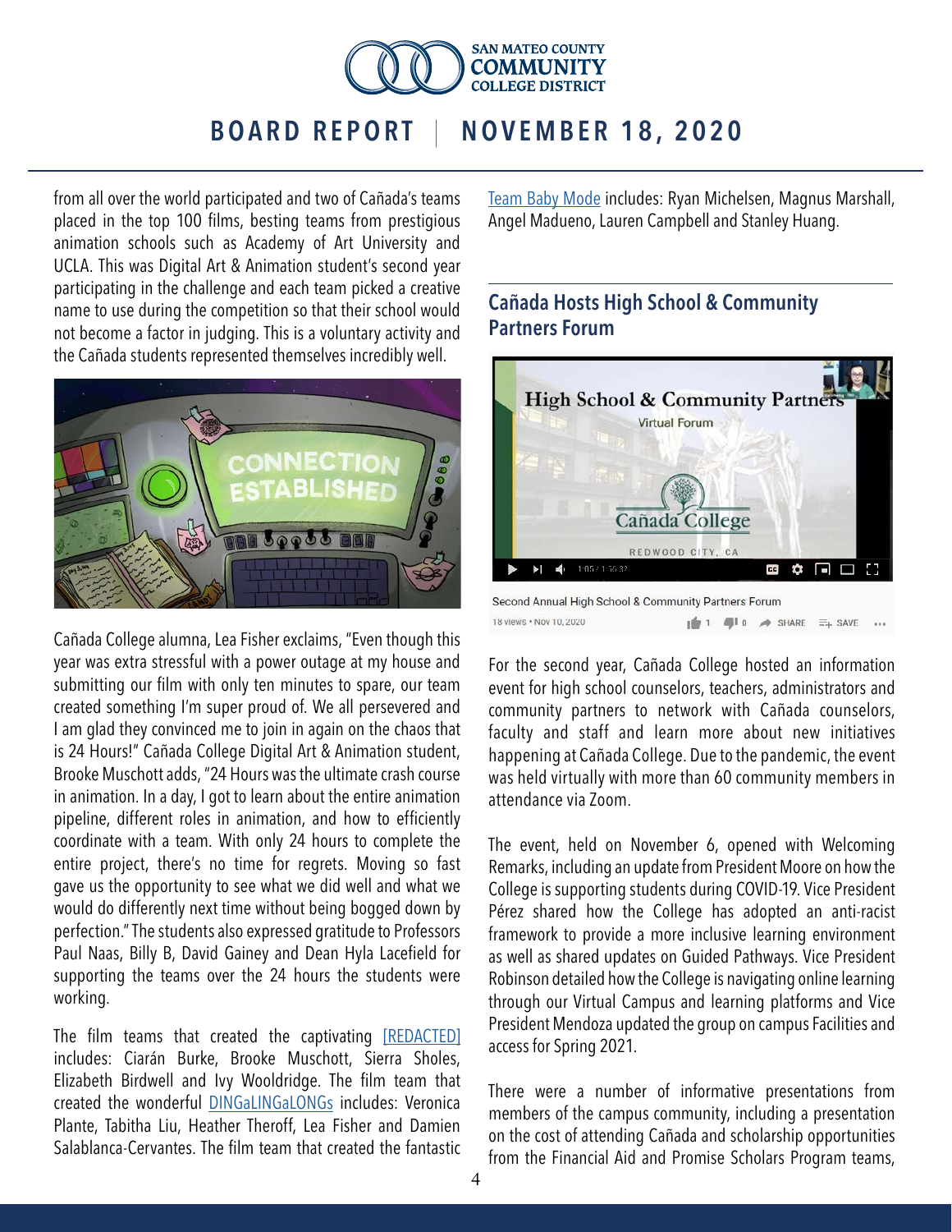from all over the world participated and two of Cañada's teams placed in the top 100 films, besting teams from prestigious animation schools such as Academy of Art University and UCLA. This was Digital Art & Animation student's second year participating in the challenge and each team picked a creative name to use during the competition so that their school would not become a factor in judging. This is a voluntary activity and the Cañada students represented themselves incredibly well.

Cañada College alumna, Lea Fisher exclaims, "Even though this year was extra stressful with a power outage at my house and submitting our film with only ten minutes to spare, our team created something I'm super proud of. We all persevered and I am glad they convinced me to join in again on the chaos that is 24 Hours!" Cañada College Digital Art & Animation student, Brooke Muschott adds, "24 Hours was the ultimate crash course in animation. In a day, I got to learn about the entire animation pipeline, different roles in animation, and how to efficiently coordinate with a team. With only 24 hours to complete the entire project, there's no time for regrets. Moving so fast gave us the opportunity to see what we did well and what we would do differently next time without being bogged down by perfection." The students also expressed gratitude to Professors Paul Naas, Billy B, David Gainey and Dean Hyla Lacefield for supporting the teams over the 24 hours the students were working.

The film teams that created the captivating [REDACTED] includes: Ciarán Burke, Brooke Muschott, Sierra Sholes, Elizabeth Birdwell and Ivy Wooldridge. The film team that created the wonderful DINGaLINGaLONGs includes: Veronica Plante, Tabitha Liu, Heather Theroff, Lea Fisher and Damien Salablanca-Cervantes. The film team that created the fantastic Team Baby Mode includes: Ryan Michelsen, Magnus Marshall, Angel Madueno, Lauren Campbell and Stanley Huang.

## Cañada Hosts High School & Community Partners Forum

Second Annual High School & Community Partners Forum

For the second year, Cañada College hosted an information event for high school counselors, teachers, administrators and community partners to network with Cañada counselors, faculty and staff and learn more about new initiatives happening at Cañada College. Due to the pandemic, the event was held virtually with more than 60 community members in attendance via Zoom.

The event, held on November 6, opened with Welcoming Remarks, including an update from President Moore on how the College is supporting students during COVID-19. Vice President Pérez shared how the College has adopted an anti-racist framework to provide a more inclusive learning environment as well as shared updates on Guided Pathways. Vice President Robinson detailed how the College is navigating online learning through our Virtual Campus and learning platforms and Vice President Mendoza updated the group on campus Facilities and access for Spring 2021.

There were a number of informative presentations from members of the campus community, including a presentation on the cost of attending Cañada and scholarship opportunities from the Financial Aid and Promise Scholars Program teams,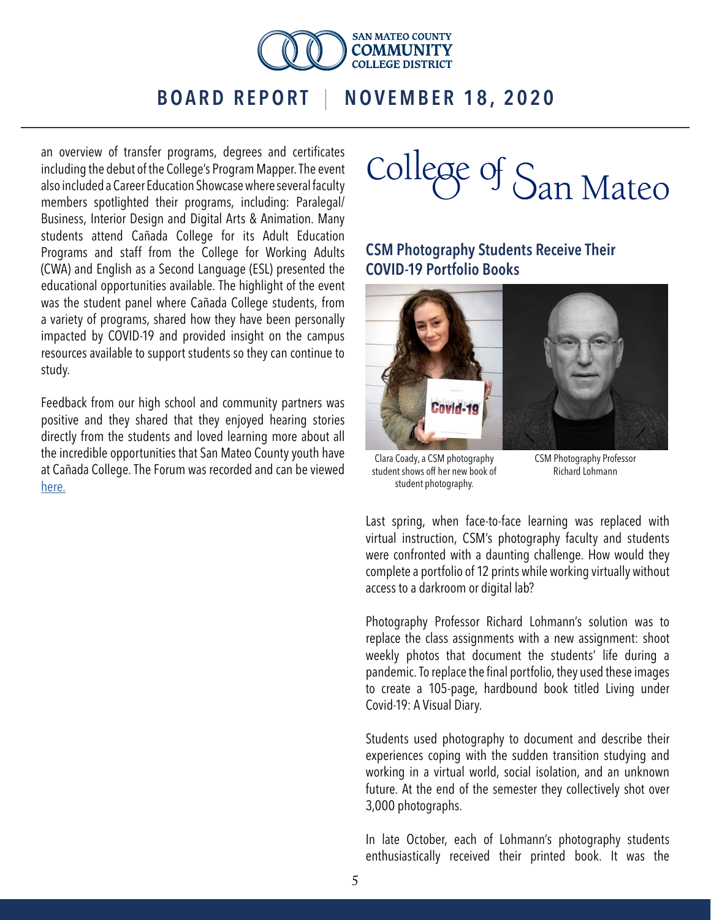an overview of transfer programs, degrees and certificates including the debut of the College's Program Mapper. The event also included a Career Education Showcase where several faculty members spotlighted their programs, including: Paralegal/ Business, Interior Design and Digital Arts & Animation. Many students attend Cañada College for its Adult Education Programs and staff from the College for Working Adults (CWA) and English as a Second Language (ESL) presented the educational opportunities available. The highlight of the event was the student panel where Cañada College students, from a variety of programs, shared how they have been personally impacted by COVID-19 and provided insight on the campus resources available to support students so they can continue to study.

Feedback from our high school and community partners was positive and they shared that they enjoyed hearing stories directly from the students and loved learning more about all the incredible opportunities that San Mateo County youth have at Cañada College. The Forum was recorded and can be viewed here.

# College of San Mateo

## CSM Photography Students Receive Their COVID-19 Portfolio Books

Clara Coady, a CSM photography student shows off her new book of student photography.

CSM Photography Professor Richard Lohmann

Last spring, when face-to-face learning was replaced with virtual instruction, CSM's photography faculty and students were confronted with a daunting challenge. How would they complete a portfolio of 12 prints while working virtually without access to a darkroom or digital lab?

Photography Professor Richard Lohmann's solution was to replace the class assignments with a new assignment: shoot weekly photos that document the students' life during a pandemic. To replace the final portfolio, they used these images to create a 105-page, hardbound book titled Living under Covid-19: A Visual Diary.

Students used photography to document and describe their experiences coping with the sudden transition studying and working in a virtual world, social isolation, and an unknown future. At the end of the semester they collectively shot over 3,000 photographs.

In late October, each of Lohmann's photography students enthusiastically received their printed book. It was the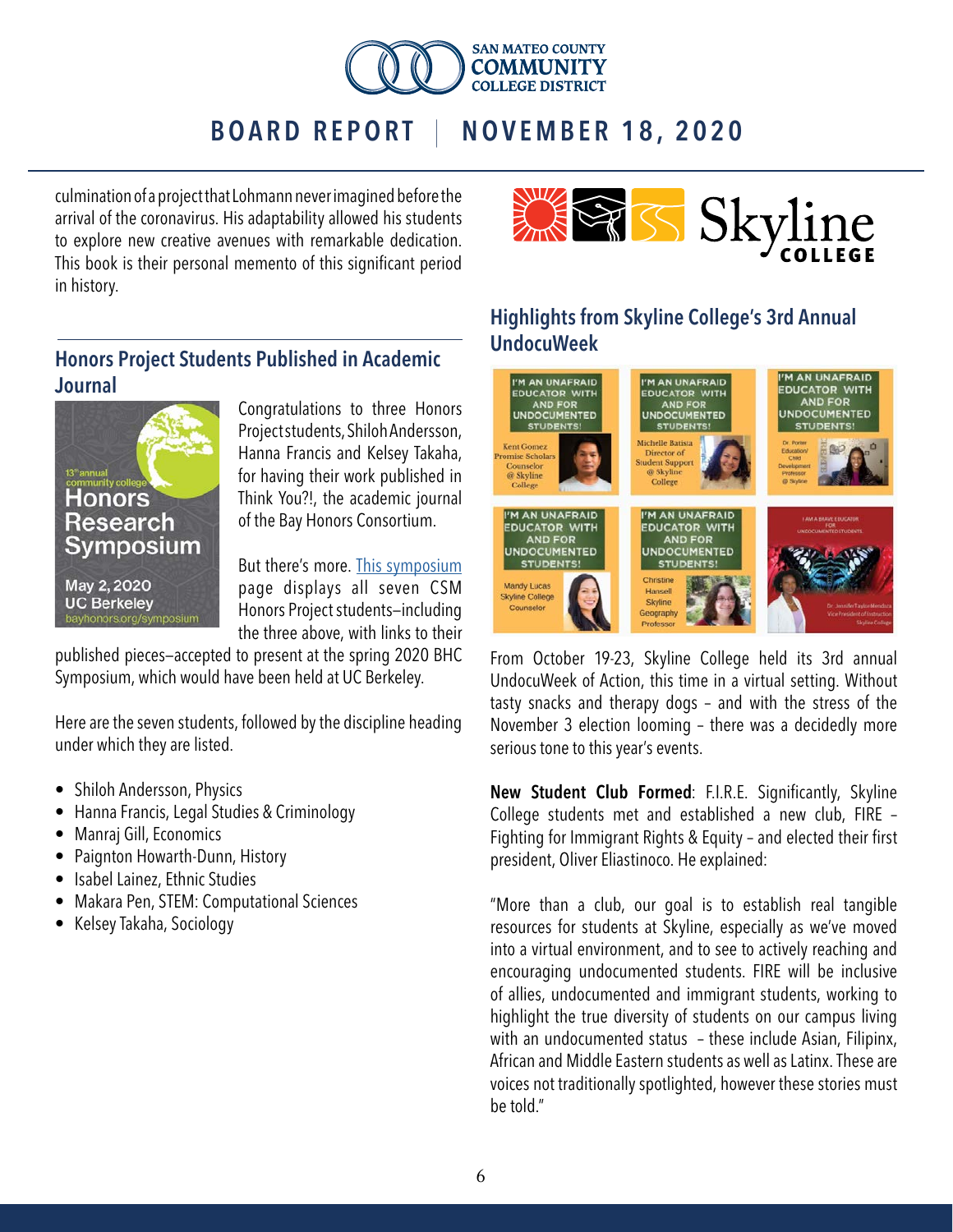culmination of a project that Lohmann never imagined before the arrival of the coronavirus. His adaptability allowed his students to explore new creative avenues with remarkable dedication. This book is their personal memento of this significant period in history.

## Honors Project Students Published in Academic Journal

Congratulations to three Honors Project students, Shiloh Andersson, Hanna Francis and Kelsey Takaha, for having their work published in Think You?!, the academic journal of the Bay Honors Consortium.

But there's more. This symposium page displays all seven CSM Honors Project students–including the three above, with links to their published pieces–accepted to present at the spring 2020 BHC Symposium, which would have been held at UC Berkeley.

Here are the seven students, followed by the discipline heading under which they are listed.

- Shiloh Andersson, Physics
- Hanna Francis, Legal Studies & Criminology
- Manraj Gill, Economics
- Paignton Howarth-Dunn, History
- Isabel Lainez, Ethnic Studies
- Makara Pen, STEM: Computational Sciences
- Kelsey Takaha, Sociology

## Highlights from Skyline College's 3rd Annual UndocuWeek

From October 19-23, Skyline College held its 3rd annual UndocuWeek of Action, this time in a virtual setting. Without tasty snacks and therapy dogs – and with the stress of the November 3 election looming – there was a decidedly more serious tone to this year's events.

**New Student Club Formed**: F.I.R.E. Significantly, Skyline College students met and established a new club, FIRE – Fighting for Immigrant Rights & Equity – and elected their first president, Oliver Eliastinoco. He explained:

"More than a club, our goal is to establish real tangible resources for students at Skyline, especially as we've moved into a virtual environment, and to see to actively reaching and encouraging undocumented students. FIRE will be inclusive of allies, undocumented and immigrant students, working to highlight the true diversity of students on our campus living with an undocumented status – these include Asian, Filipinx, African and Middle Eastern students as well as Latinx. These are voices not traditionally spotlighted, however these stories must be told."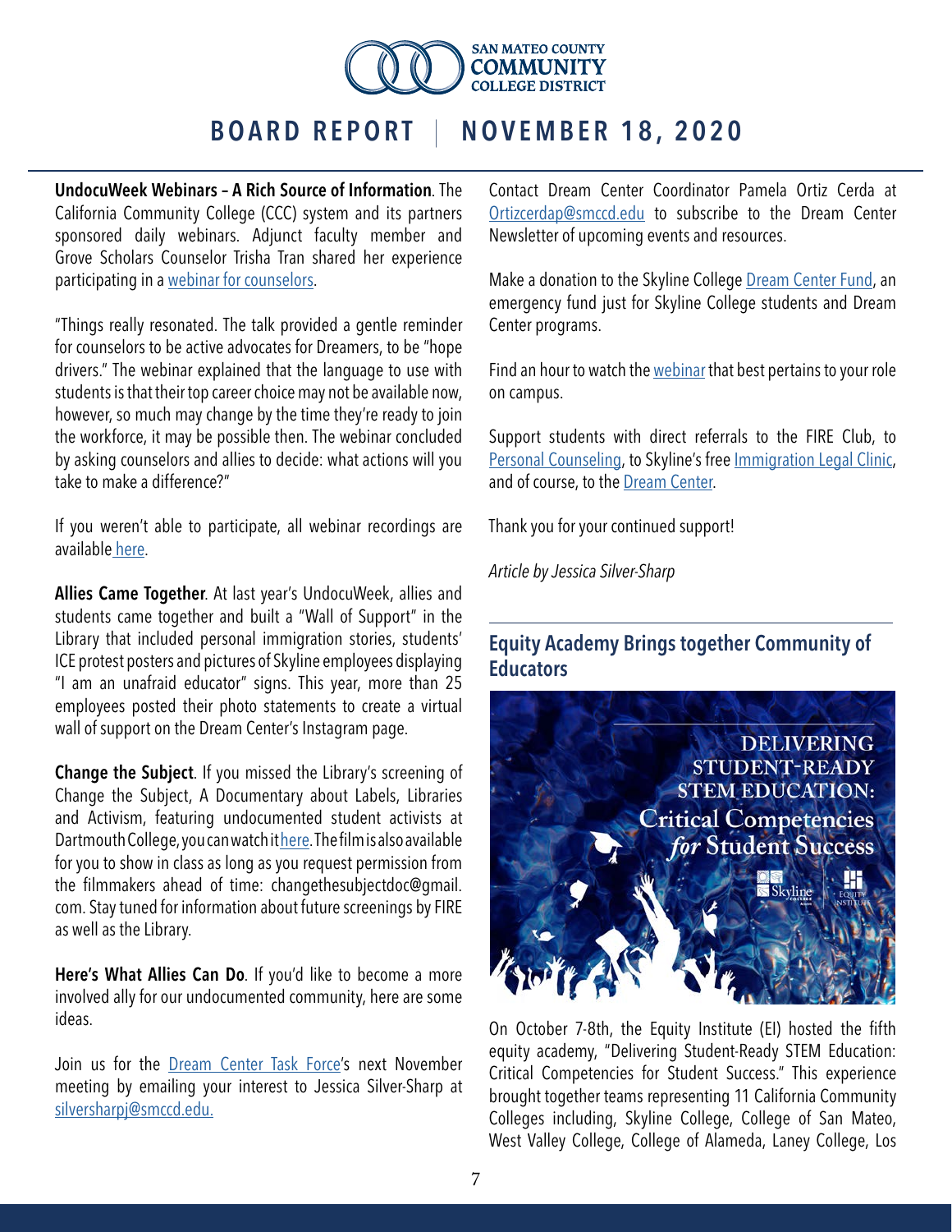**UndocuWeek Webinars – A Rich Source of Information**. The California Community College (CCC) system and its partners sponsored daily webinars. Adjunct faculty member and Grove Scholars Counselor Trisha Tran shared her experience participating in a webinar for counselors.

"Things really resonated. The talk provided a gentle reminder for counselors to be active advocates for Dreamers, to be "hope drivers." The webinar explained that the language to use with students is that their top career choice may not be available now, however, so much may change by the time they're ready to join the workforce, it may be possible then. The webinar concluded by asking counselors and allies to decide: what actions will you take to make a difference?"

If you weren't able to participate, all webinar recordings are available here.

**Allies Came Together**. At last year's UndocuWeek, allies and students came together and built a "Wall of Support" in the Library that included personal immigration stories, students' ICE protest posters and pictures of Skyline employees displaying "I am an unafraid educator" signs. This year, more than 25 employees posted their photo statements to create a virtual wall of support on the Dream Center's Instagram page.

**Change the Subject**. If you missed the Library's screening of Change the Subject, A Documentary about Labels, Libraries and Activism, featuring undocumented student activists at Dartmouth College, you can watch it here. The film is also available for you to show in class as long as you request permission from the filmmakers ahead of time: changethesubjectdoc@gmail.com. Stay tuned for information about future screenings by FIRE as well as the Library.

**Here's What Allies Can Do**. If you'd like to become a more involved ally for our undocumented community, here are some ideas.

Join us for the Dream Center Task Force's next November meeting by emailing your interest to Jessica Silver-Sharp at silversharpj@smccd.edu.

Contact Dream Center Coordinator Pamela Ortiz Cerda at Ortizcerdap@smccd.edu to subscribe to the Dream Center Newsletter of upcoming events and resources.

Make a donation to the Skyline College Dream Center Fund, an emergency fund just for Skyline College students and Dream Center programs.

Find an hour to watch the webinar that best pertains to your role on campus.

Support students with direct referrals to the FIRE Club, to Personal Counseling, to Skyline's free Immigration Legal Clinic, and of course, to the Dream Center.

Thank you for your continued support!

*Article by Jessica Silver-Sharp*

## Equity Academy Brings together Community of Educators

DELIVERING STUDENT-READY STEM EDUCATION: Critical Competencies *for* Student Success

On October 7-8th, the Equity Institute (EI) hosted the fifth equity academy, "Delivering Student-Ready STEM Education: Critical Competencies for Student Success." This experience brought together teams representing 11 California Community Colleges including, Skyline College, College of San Mateo, West Valley College, College of Alameda, Laney College, Los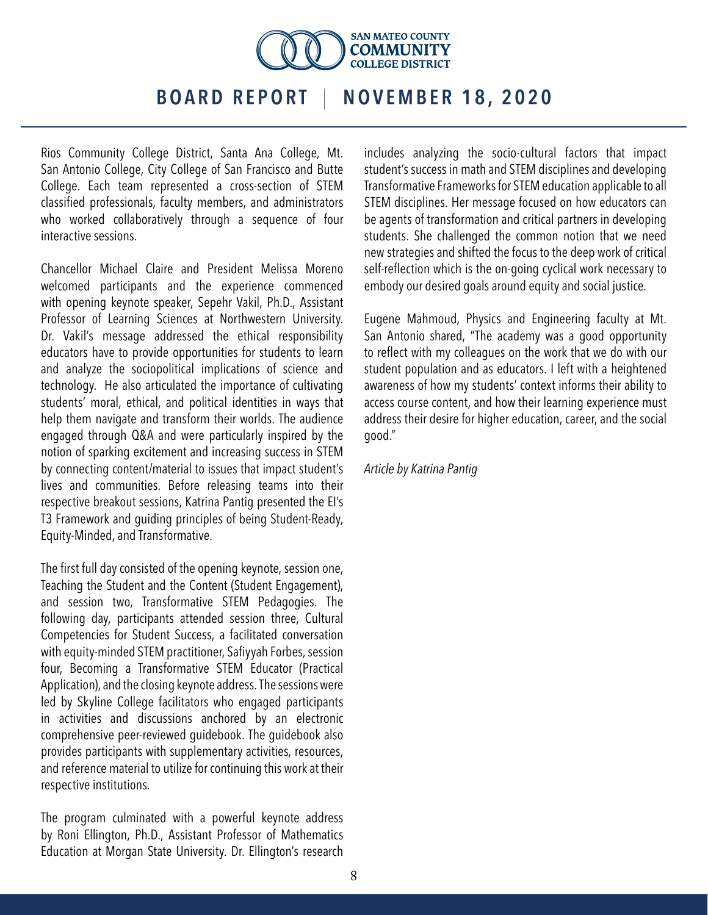Rios Community College District, Santa Ana College, Mt. San Antonio College, City College of San Francisco and Butte College. Each team represented a cross-section of STEM classified professionals, faculty members, and administrators who worked collaboratively through a sequence of four interactive sessions.

Chancellor Michael Claire and President Melissa Moreno welcomed participants and the experience commenced with opening keynote speaker, Sepehr Vakil, Ph.D., Assistant Professor of Learning Sciences at Northwestern University. Dr. Vakil's message addressed the ethical responsibility educators have to provide opportunities for students to learn and analyze the sociopolitical implications of science and technology. He also articulated the importance of cultivating students' moral, ethical, and political identities in ways that help them navigate and transform their worlds. The audience engaged through Q&A and were particularly inspired by the notion of sparking excitement and increasing success in STEM by connecting content/material to issues that impact student's lives and communities. Before releasing teams into their respective breakout sessions, Katrina Pantig presented the EI's T3 Framework and guiding principles of being Student-Ready, Equity-Minded, and Transformative.

The first full day consisted of the opening keynote, session one, Teaching the Student and the Content (Student Engagement), and session two, Transformative STEM Pedagogies. The following day, participants attended session three, Cultural Competencies for Student Success, a facilitated conversation with equity-minded STEM practitioner, Safiyyah Forbes, session four, Becoming a Transformative STEM Educator (Practical Application), and the closing keynote address. The sessions were led by Skyline College facilitators who engaged participants in activities and discussions anchored by an electronic comprehensive peer-reviewed guidebook. The guidebook also provides participants with supplementary activities, resources, and reference material to utilize for continuing this work at their respective institutions.

The program culminated with a powerful keynote address by Roni Ellington, Ph.D., Assistant Professor of Mathematics Education at Morgan State University. Dr. Ellington's research includes analyzing the socio-cultural factors that impact student's success in math and STEM disciplines and developing Transformative Frameworks for STEM education applicable to all STEM disciplines. Her message focused on how educators can be agents of transformation and critical partners in developing students. She challenged the common notion that we need new strategies and shifted the focus to the deep work of critical self-reflection which is the on-going cyclical work necessary to embody our desired goals around equity and social justice.

Eugene Mahmoud, Physics and Engineering faculty at Mt. San Antonio shared, "The academy was a good opportunity to reflect with my colleagues on the work that we do with our student population and as educators. I left with a heightened awareness of how my students' context informs their ability to access course content, and how their learning experience must address their desire for higher education, career, and the social good."

*Article by Katrina Pantig*